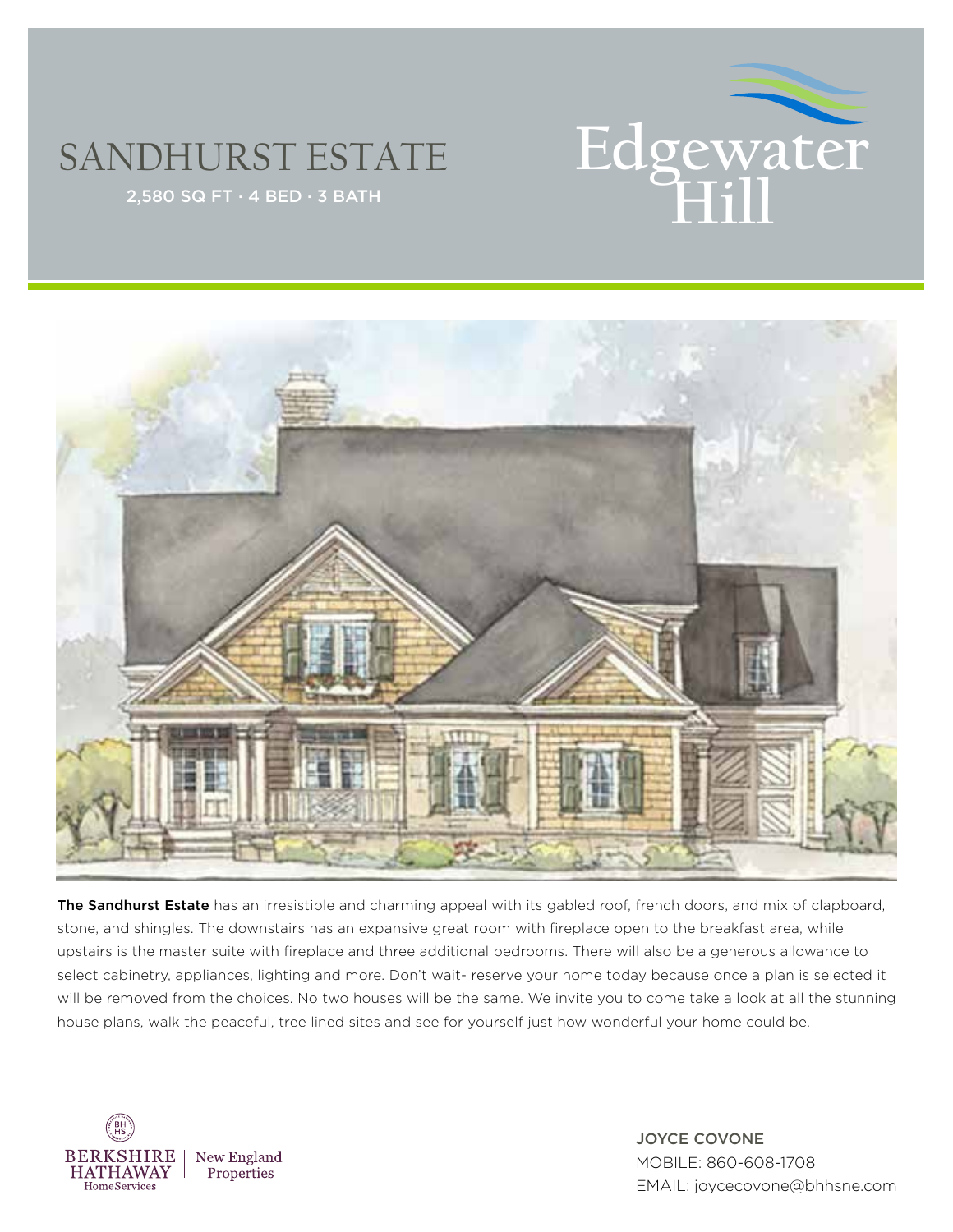# SANDHURST ESTATE

2,580 SQ FT · 4 BED · 3 BATH

Edgewater Hill

**The Sandhurst Estate** has an irresistible and charming appeal with its gabled roof, french doors, and mix of clapboard, stone, and shingles. The downstairs has an expansive great room with fireplace open to the breakfast area, while upstairs is the master suite with fireplace and three additional bedrooms. There will also be a generous allowance to select cabinetry, appliances, lighting and more. Don't wait- reserve your home today because once a plan is selected it will be removed from the choices. No two houses will be the same. We invite you to come take a look at all the stunning house plans, walk the peaceful, tree lined sites and see for yourself just how wonderful your home could be.

BERKSHIRE HATHAWAY HomeServices | New England Properties

JOYCE COVONE
MOBILE: 860-608-1708
EMAIL: joycecovone@bhhsne.com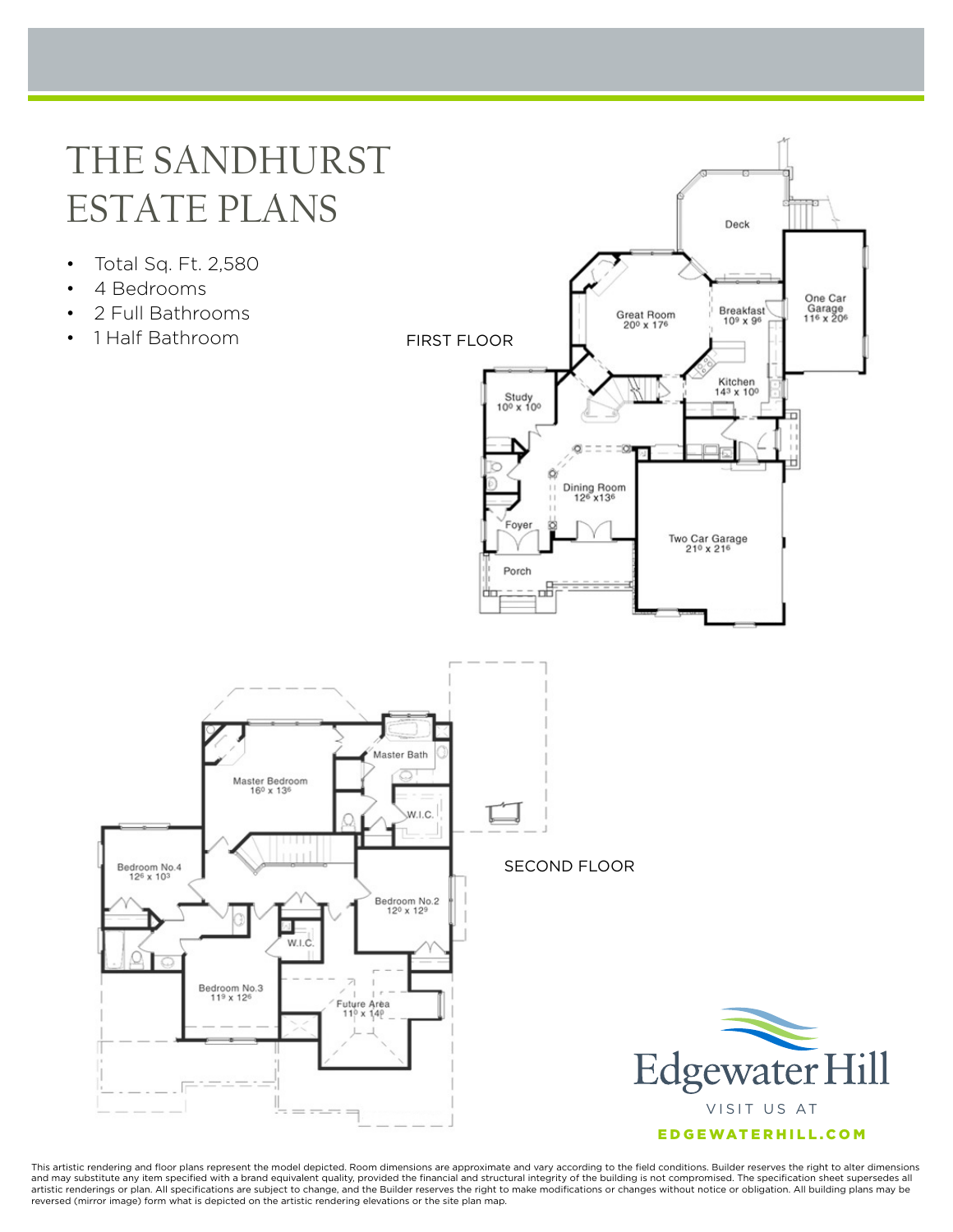# THE SANDHURST ESTATE PLANS

- Total Sq. Ft. 2,580
- 4 Bedrooms
- 2 Full Bathrooms
- 1 Half Bathroom

FIRST FLOOR

Deck

Great Room
20⁰ x 17⁶

Breakfast
10⁹ x 9⁶

One Car Garage
11⁶ x 20⁶

Study
10⁰ x 10⁰

Kitchen
14³ x 10⁰

Dining Room
12⁶ x13⁶

Foyer

Porch

Two Car Garage
21⁰ x 21⁶

SECOND FLOOR

Master Bedroom
16⁰ x 13⁶

Master Bath

W.I.C.

Bedroom No.4
12⁶ x 10³

Bedroom No.2
12⁰ x 12⁹

W.I.C.

Bedroom No.3
11⁹ x 12⁶

Future Area
11⁰ x 14⁰

Edgewater Hill

VISIT US AT

EDGEWATERHILL.COM

This artistic rendering and floor plans represent the model depicted. Room dimensions are approximate and vary according to the field conditions. Builder reserves the right to alter dimensions and may substitute any item specified with a brand equivalent quality, provided the financial and structural integrity of the building is not compromised. The specification sheet supersedes all artistic renderings or plan. All specifications are subject to change, and the Builder reserves the right to make modifications or changes without notice or obligation. All building plans may be reversed (mirror image) form what is depicted on the artistic rendering elevations or the site plan map.